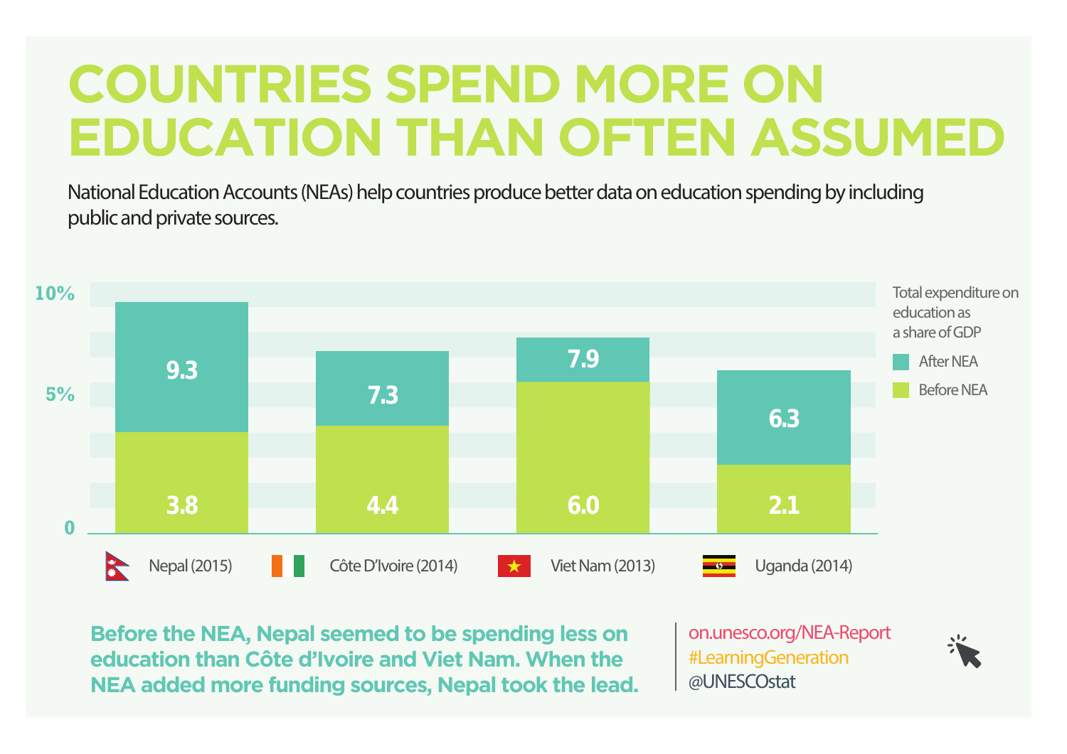# COUNTRIES SPEND MORE ON EDUCATION THAN OFTEN ASSUMED

National Education Accounts (NEAs) help countries produce better data on education spending by including public and private sources.

10%

5%

0

9.3

3.8

7.3

4.4

7.9

6.0

6.3

2.1

Nepal (2015)

Côte D'Ivoire (2014)

Viet Nam (2013)

Uganda (2014)

Total expenditure on education as a share of GDP

After NEA

Before NEA

**Before the NEA, Nepal seemed to be spending less on education than Côte d'Ivoire and Viet Nam. When the NEA added more funding sources, Nepal took the lead.**

on.unesco.org/NEA-Report

#LearningGeneration

@UNESCOstat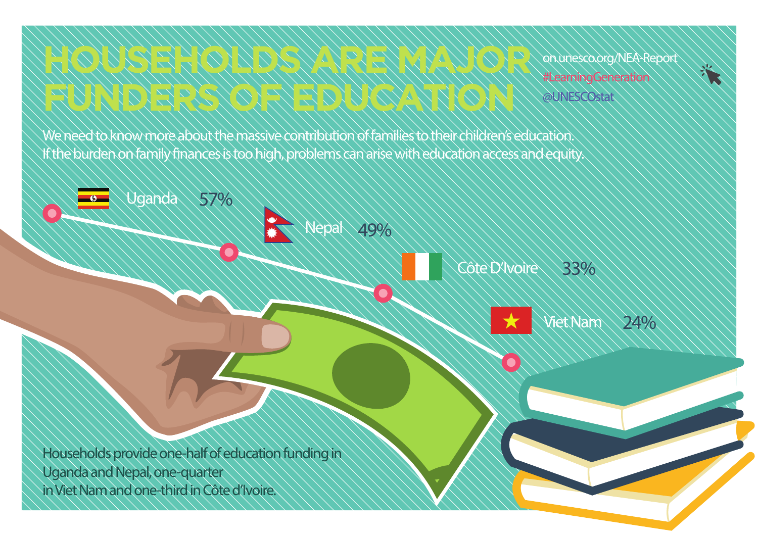# HOUSEHOLDS ARE MAJOR FUNDERS OF EDUCATION

on.unesco.org/NEA-Report

#LearningGeneration

@UNESCOstat

We need to know more about the massive contribution of families to their children's education. If the burden on family finances is too high, problems can arise with education access and equity.

Uganda 57%

Nepal 49%

Côte D'Ivoire 33%

Viet Nam 24%

Households provide one-half of education funding in Uganda and Nepal, one-quarter in Viet Nam and one-third in Côte d'Ivoire.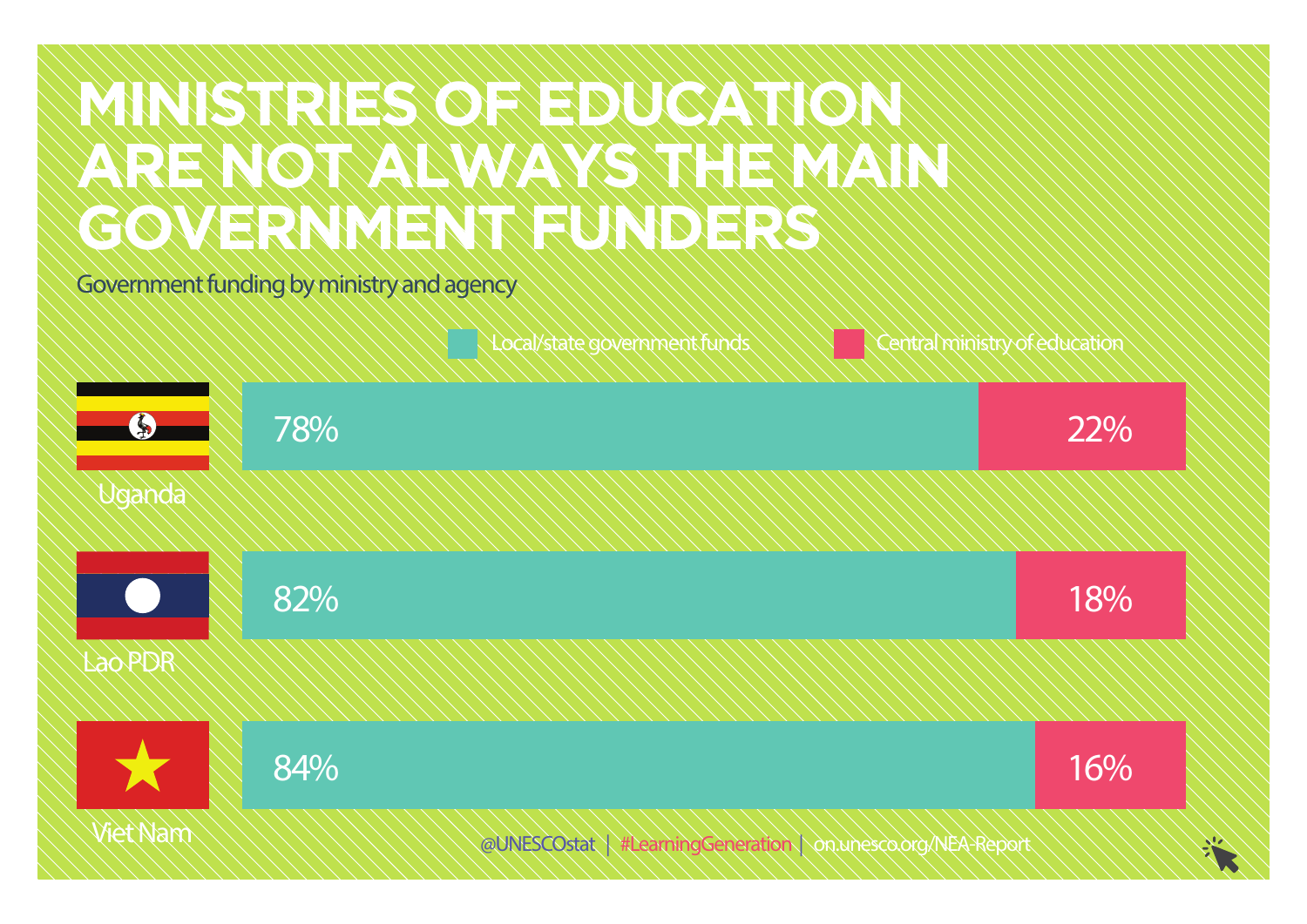# MINISTRIES OF EDUCATION ARE NOT ALWAYS THE MAIN GOVERNMENT FUNDERS

Government funding by ministry and agency

Local/state government funds

Central ministry of education

Uganda

78%

22%

Lao PDR

82%

18%

Viet Nam

84%

16%

@UNESCOstat | #LearningGeneration | on.unesco.org/NEA-Report